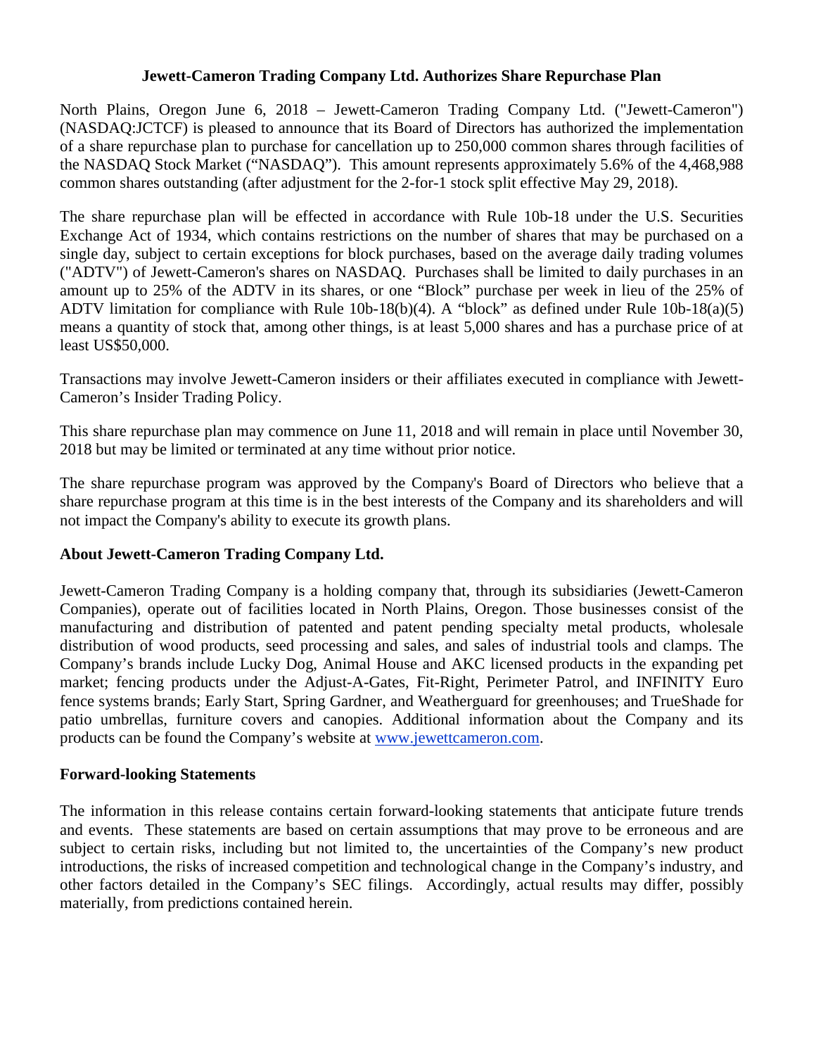# Jewett-Cameron Trading Company Ltd. Authorizes Share Repurchase Plan

North Plains, Oregon June 6, 2018 – Jewett-Cameron Trading Company Ltd. ("Jewett-Cameron") (NASDAQ:JCTCF) is pleased to announce that its Board of Directors has authorized the implementation of a share repurchase plan to purchase for cancellation up to 250,000 common shares through facilities of the NASDAQ Stock Market ("NASDAQ"). This amount represents approximately 5.6% of the 4,468,988 common shares outstanding (after adjustment for the 2-for-1 stock split effective May 29, 2018).

The share repurchase plan will be effected in accordance with Rule 10b-18 under the U.S. Securities Exchange Act of 1934, which contains restrictions on the number of shares that may be purchased on a single day, subject to certain exceptions for block purchases, based on the average daily trading volumes ("ADTV") of Jewett-Cameron's shares on NASDAQ. Purchases shall be limited to daily purchases in an amount up to 25% of the ADTV in its shares, or one "Block" purchase per week in lieu of the 25% of ADTV limitation for compliance with Rule 10b-18(b)(4). A "block" as defined under Rule 10b-18(a)(5) means a quantity of stock that, among other things, is at least 5,000 shares and has a purchase price of at least US$50,000.

Transactions may involve Jewett-Cameron insiders or their affiliates executed in compliance with Jewett-Cameron's Insider Trading Policy.

This share repurchase plan may commence on June 11, 2018 and will remain in place until November 30, 2018 but may be limited or terminated at any time without prior notice.

The share repurchase program was approved by the Company's Board of Directors who believe that a share repurchase program at this time is in the best interests of the Company and its shareholders and will not impact the Company's ability to execute its growth plans.

## About Jewett-Cameron Trading Company Ltd.

Jewett-Cameron Trading Company is a holding company that, through its subsidiaries (Jewett-Cameron Companies), operate out of facilities located in North Plains, Oregon. Those businesses consist of the manufacturing and distribution of patented and patent pending specialty metal products, wholesale distribution of wood products, seed processing and sales, and sales of industrial tools and clamps. The Company's brands include Lucky Dog, Animal House and AKC licensed products in the expanding pet market; fencing products under the Adjust-A-Gates, Fit-Right, Perimeter Patrol, and INFINITY Euro fence systems brands; Early Start, Spring Gardner, and Weatherguard for greenhouses; and TrueShade for patio umbrellas, furniture covers and canopies. Additional information about the Company and its products can be found the Company's website at www.jewettcameron.com.

## Forward-looking Statements

The information in this release contains certain forward-looking statements that anticipate future trends and events. These statements are based on certain assumptions that may prove to be erroneous and are subject to certain risks, including but not limited to, the uncertainties of the Company's new product introductions, the risks of increased competition and technological change in the Company's industry, and other factors detailed in the Company's SEC filings. Accordingly, actual results may differ, possibly materially, from predictions contained herein.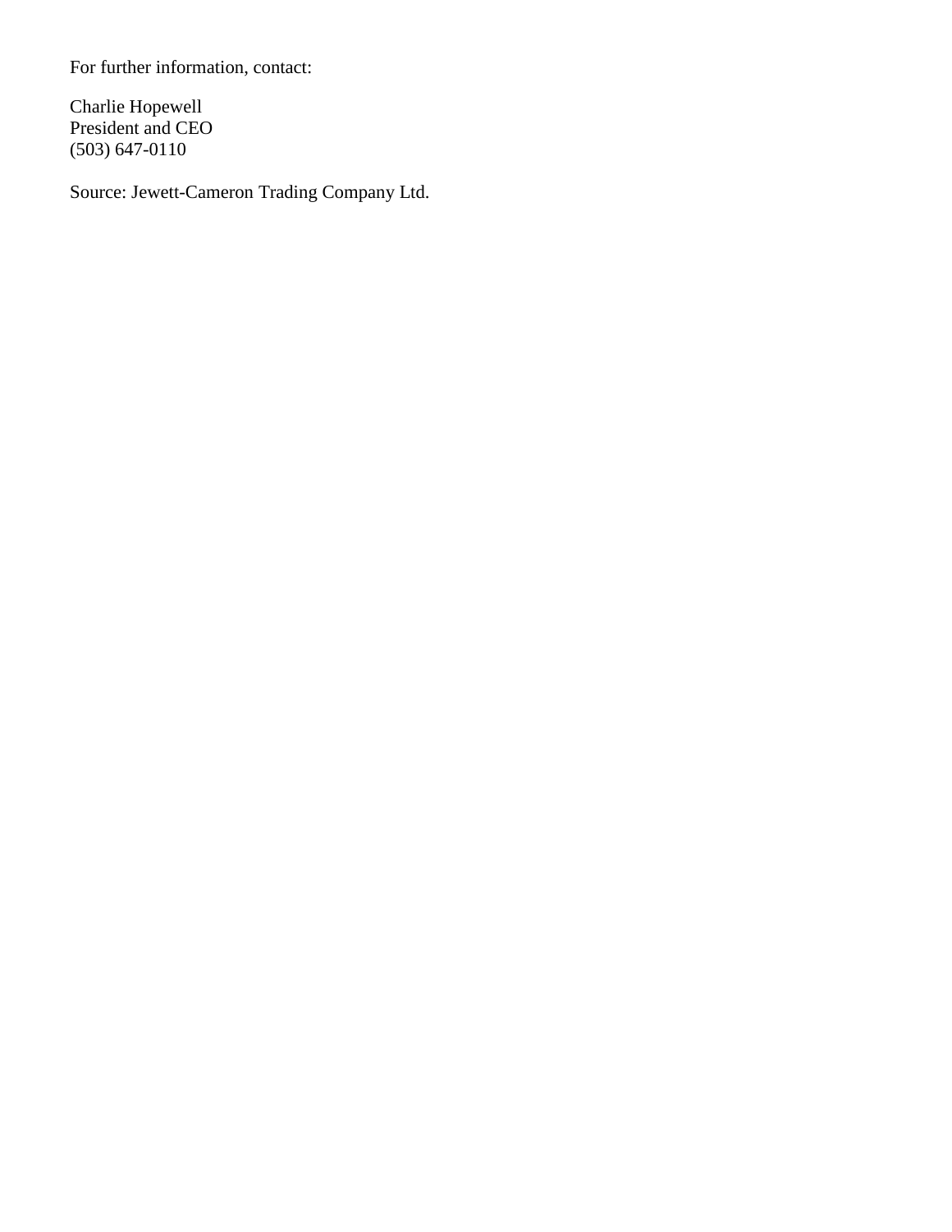For further information, contact:

Charlie Hopewell
President and CEO
(503) 647-0110

Source: Jewett-Cameron Trading Company Ltd.